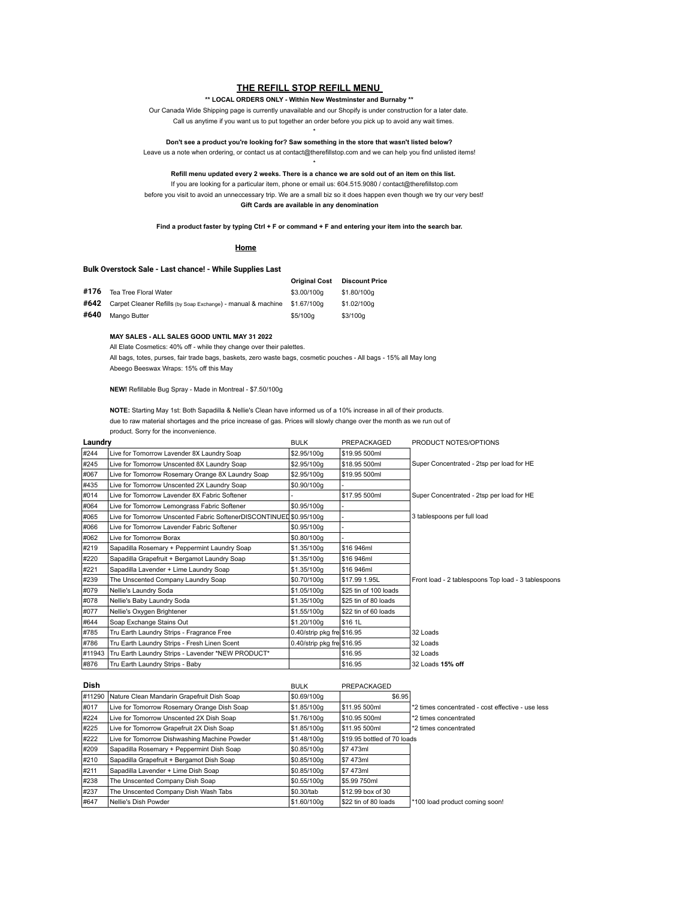## THE REFILL STOP REFILL MENU

**** LOCAL ORDERS ONLY - Within New Westminster and Burnaby ****

Our Canada Wide Shipping page is currently unavailable and our Shopify is under construction for a later date.

Call us anytime if you want us to put together an order before you pick up to avoid any wait times.

*

**Don't see a product you're looking for? Saw something in the store that wasn't listed below?**

Leave us a note when ordering, or contact us at contact@therefillstop.com and we can help you find unlisted items!

*

**Refill menu updated every 2 weeks. There is a chance we are sold out of an item on this list.**

If you are looking for a particular item, phone or email us: 604.515.9080 / contact@therefillstop.com

before you visit to avoid an unneccessary trip. We are a small biz so it does happen even though we try our very best!

**Gift Cards are available in any denomination**

**Find a product faster by typing Ctrl + F or command + F and entering your item into the search bar.**

**Home**

### Bulk Overstock Sale - Last chance! - While Supplies Last

| | | Original Cost | Discount Price |
|---|---|---|---|
| **#176** | Tea Tree Floral Water | $3.00/100g | $1.80/100g |
| **#642** | Carpet Cleaner Refills (by Soap Exchange) - manual & machine | $1.67/100g | $1.02/100g |
| **#640** | Mango Butter | $5/100g | $3/100g |

**MAY SALES - ALL SALES GOOD UNTIL MAY 31 2022**

All Elate Cosmetics: 40% off - while they change over their palettes.

All bags, totes, purses, fair trade bags, baskets, zero waste bags, cosmetic pouches - All bags - 15% all May long

Abeego Beeswax Wraps: 15% off this May

**NEW!** Refillable Bug Spray - Made in Montreal - $7.50/100g

**NOTE:** Starting May 1st: Both Sapadilla & Nellie's Clean have informed us of a 10% increase in all of their products. due to raw material shortages and the price increase of gas. Prices will slowly change over the month as we run out of product. Sorry for the inconvenience.

| **Laundry** | | BULK | PREPACKAGED | PRODUCT NOTES/OPTIONS |
|---|---|---|---|---|
| #244 | Live for Tomorrow Lavender 8X Laundry Soap | $2.95/100g | $19.95 500ml | |
| #245 | Live for Tomorrow Unscented 8X Laundry Soap | $2.95/100g | $18.95 500ml | Super Concentrated - 2tsp per load for HE |
| #067 | Live for Tomorrow Rosemary Orange 8X Laundry Soap | $2.95/100g | $19.95 500ml | |
| #435 | Live for Tomorrow Unscented 2X Laundry Soap | $0.90/100g | - | |
| #014 | Live for Tomorrow Lavender 8X Fabric Softener | - | $17.95 500ml | Super Concentrated - 2tsp per load for HE |
| #064 | Live for Tomorrow Lemongrass Fabric Softener | $0.95/100g | - | |
| #065 | Live for Tomorrow Unscented Fabric SoftenerDISCONTINUED | $0.95/100g | - | 3 tablespoons per full load |
| #066 | Live for Tomorrow Lavender Fabric Softener | $0.95/100g | - | |
| #062 | Live for Tomorrow Borax | $0.80/100g | - | |
| #219 | Sapadilla Rosemary + Peppermint Laundry Soap | $1.35/100g | $16 946ml | |
| #220 | Sapadilla Grapefruit + Bergamot Laundry Soap | $1.35/100g | $16 946ml | |
| #221 | Sapadilla Lavender + Lime Laundry Soap | $1.35/100g | $16 946ml | |
| #239 | The Unscented Company Laundry Soap | $0.70/100g | $17.99 1.95L | Front load - 2 tablespoons Top load - 3 tablespoons |
| #079 | Nellie's Laundry Soda | $1.05/100g | $25 tin of 100 loads | |
| #078 | Nellie's Baby Laundry Soda | $1.35/100g | $25 tin of 80 loads | |
| #077 | Nellie's Oxygen Brightener | $1.55/100g | $22 tin of 60 loads | |
| #644 | Soap Exchange Stains Out | $1.20/100g | $16 1L | |
| #785 | Tru Earth Laundry Strips - Fragrance Free | 0.40/strip pkg fre | $16.95 | 32 Loads |
| #786 | Tru Earth Laundry Strips - Fresh Linen Scent | 0.40/strip pkg fre | $16.95 | 32 Loads |
| #11943 | Tru Earth Laundry Strips - Lavender *NEW PRODUCT* | | $16.95 | 32 Loads |
| #876 | Tru Earth Laundry Strips - Baby | | $16.95 | 32 Loads **15% off** |

| **Dish** | | BULK | PREPACKAGED | |
|---|---|---|---|---|
| #11290 | Nature Clean Mandarin Grapefruit Dish Soap | $0.69/100g | $6.95 | |
| #017 | Live for Tomorrow Rosemary Orange Dish Soap | $1.85/100g | $11.95 500ml | *2 times concentrated - cost effective - use less |
| #224 | Live for Tomorrow Unscented 2X Dish Soap | $1.76/100g | $10.95 500ml | *2 times concentrated |
| #225 | Live for Tomorrow Grapefruit 2X Dish Soap | $1.85/100g | $11.95 500ml | *2 times concentrated |
| #222 | Live for Tomorrow Dishwashing Machine Powder | $1.48/100g | $19.95 bottled of 70 loads | |
| #209 | Sapadilla Rosemary + Peppermint Dish Soap | $0.85/100g | $7 473ml | |
| #210 | Sapadilla Grapefruit + Bergamot Dish Soap | $0.85/100g | $7 473ml | |
| #211 | Sapadilla Lavender + Lime Dish Soap | $0.85/100g | $7 473ml | |
| #238 | The Unscented Company Dish Soap | $0.55/100g | $5.99 750ml | |
| #237 | The Unscented Company Dish Wash Tabs | $0.30/tab | $12.99 box of 30 | |
| #647 | Nellie's Dish Powder | $1.60/100g | $22 tin of 80 loads | *100 load product coming soon! |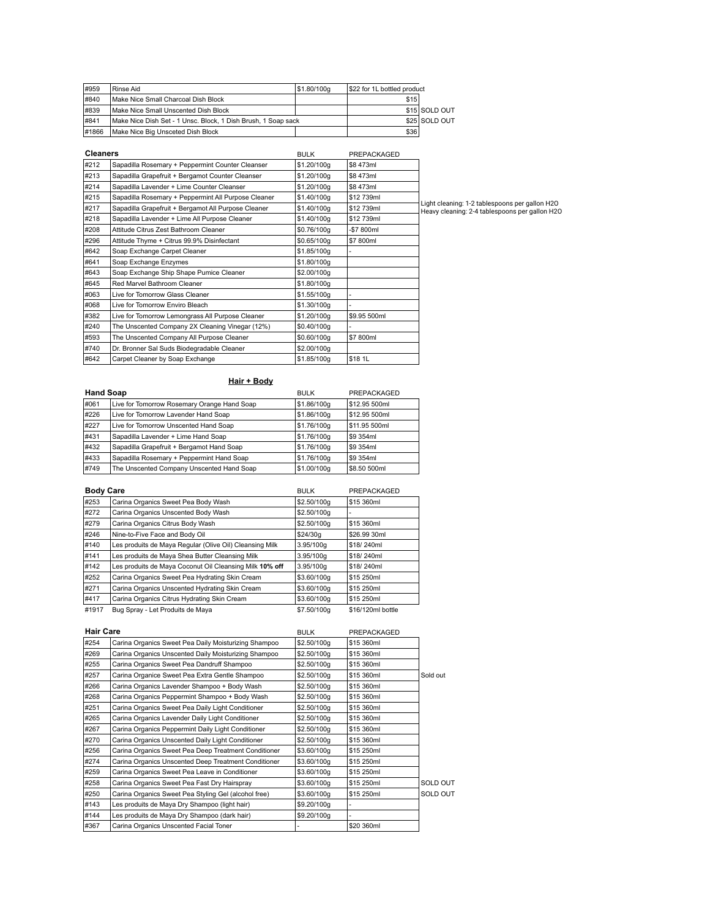| | | | | |
|---|---|---|---|---|
| #959 | Rinse Aid | $1.80/100g | $22 for 1L bottled product | |
| #840 | Make Nice Small Charcoal Dish Block | | $15 | |
| #839 | Make Nice Small Unscented Dish Block | | $15 | SOLD OUT |
| #841 | Make Nice Dish Set - 1 Unsc. Block, 1 Dish Brush, 1 Soap sack | | $25 | SOLD OUT |
| #1866 | Make Nice Big Unsceted Dish Block | | $36 | |

| Cleaners | | BULK | PREPACKAGED | |
|---|---|---|---|---|
| #212 | Sapadilla Rosemary + Peppermint Counter Cleanser | $1.20/100g | $8 473ml | |
| #213 | Sapadilla Grapefruit + Bergamot Counter Cleanser | $1.20/100g | $8 473ml | |
| #214 | Sapadilla Lavender + Lime Counter Cleanser | $1.20/100g | $8 473ml | |
| #215 | Sapadilla Rosemary + Peppermint All Purpose Cleaner | $1.40/100g | $12 739ml | Light cleaning: 1-2 tablespoons per gallon H2O<br>Heavy cleaning: 2-4 tablespoons per gallon H2O |
| #217 | Sapadilla Grapefruit + Bergamot All Purpose Cleaner | $1.40/100g | $12 739ml | |
| #218 | Sapadilla Lavender + Lime All Purpose Cleaner | $1.40/100g | $12 739ml | |
| #208 | Attitude Citrus Zest Bathroom Cleaner | $0.76/100g | -$7 800ml | |
| #296 | Attitude Thyme + Citrus 99.9% Disinfectant | $0.65/100g | $7 800ml | |
| #642 | Soap Exchange Carpet Cleaner | $1.85/100g | - | |
| #641 | Soap Exchange Enzymes | $1.80/100g | | |
| #643 | Soap Exchange Ship Shape Pumice Cleaner | $2.00/100g | | |
| #645 | Red Marvel Bathroom Cleaner | $1.80/100g | | |
| #063 | Live for Tomorrow Glass Cleaner | $1.55/100g | - | |
| #068 | Live for Tomorrow Enviro Bleach | $1.30/100g | - | |
| #382 | Live for Tomorrow Lemongrass All Purpose Cleaner | $1.20/100g | $9.95 500ml | |
| #240 | The Unscented Company 2X Cleaning Vinegar (12%) | $0.40/100g | - | |
| #593 | The Unscented Company All Purpose Cleaner | $0.60/100g | $7 800ml | |
| #740 | Dr. Bronner Sal Suds Biodegradable Cleaner | $2.00/100g | | |
| #642 | Carpet Cleaner by Soap Exchange | $1.85/100g | $18 1L | |

## Hair + Body

| Hand Soap | | BULK | PREPACKAGED |
|---|---|---|---|
| #061 | Live for Tomorrow Rosemary Orange Hand Soap | $1.86/100g | $12.95 500ml |
| #226 | Live for Tomorrow Lavender Hand Soap | $1.86/100g | $12.95 500ml |
| #227 | Live for Tomorrow Unscented Hand Soap | $1.76/100g | $11.95 500ml |
| #431 | Sapadilla Lavender + Lime Hand Soap | $1.76/100g | $9 354ml |
| #432 | Sapadilla Grapefruit + Bergamot Hand Soap | $1.76/100g | $9 354ml |
| #433 | Sapadilla Rosemary + Peppermint Hand Soap | $1.76/100g | $9 354ml |
| #749 | The Unscented Company Unscented Hand Soap | $1.00/100g | $8.50 500ml |

| Body Care | | BULK | PREPACKAGED |
|---|---|---|---|
| #253 | Carina Organics Sweet Pea Body Wash | $2.50/100g | $15 360ml |
| #272 | Carina Organics Unscented Body Wash | $2.50/100g | - |
| #279 | Carina Organics Citrus Body Wash | $2.50/100g | $15 360ml |
| #246 | Nine-to-Five Face and Body Oil | $24/30g | $26.99 30ml |
| #140 | Les produits de Maya Regular (Olive Oil) Cleansing Milk | 3.95/100g | $18/ 240ml |
| #141 | Les produits de Maya Shea Butter Cleansing Milk | 3.95/100g | $18/ 240ml |
| #142 | Les produits de Maya Coconut Oil Cleansing Milk **10% off** | 3.95/100g | $18/ 240ml |
| #252 | Carina Organics Sweet Pea Hydrating Skin Cream | $3.60/100g | $15 250ml |
| #271 | Carina Organics Unscented Hydrating Skin Cream | $3.60/100g | $15 250ml |
| #417 | Carina Organics Citrus Hydrating Skin Cream | $3.60/100g | $15 250ml |
| #1917 | Bug Spray - Let Produits de Maya | $7.50/100g | $16/120ml bottle |

| Hair Care | | BULK | PREPACKAGED | |
|---|---|---|---|---|
| #254 | Carina Organics Sweet Pea Daily Moisturizing Shampoo | $2.50/100g | $15 360ml | |
| #269 | Carina Organics Unscented Daily Moisturizing Shampoo | $2.50/100g | $15 360ml | |
| #255 | Carina Organics Sweet Pea Dandruff Shampoo | $2.50/100g | $15 360ml | |
| #257 | Carina Organice Sweet Pea Extra Gentle Shampoo | $2.50/100g | $15 360ml | Sold out |
| #266 | Carina Organics Lavender Shampoo + Body Wash | $2.50/100g | $15 360ml | |
| #268 | Carina Organics Peppermint Shampoo + Body Wash | $2.50/100g | $15 360ml | |
| #251 | Carina Organics Sweet Pea Daily Light Conditioner | $2.50/100g | $15 360ml | |
| #265 | Carina Organics Lavender Daily Light Conditioner | $2.50/100g | $15 360ml | |
| #267 | Carina Organics Peppermint Daily Light Conditioner | $2.50/100g | $15 360ml | |
| #270 | Carina Organics Unscented Daily Light Conditioner | $2.50/100g | $15 360ml | |
| #256 | Carina Organics Sweet Pea Deep Treatment Conditioner | $3.60/100g | $15 250ml | |
| #274 | Carina Organics Unscented Deep Treatment Conditioner | $3.60/100g | $15 250ml | |
| #259 | Carina Organics Sweet Pea Leave in Conditioner | $3.60/100g | $15 250ml | |
| #258 | Carina Organics Sweet Pea Fast Dry Hairspray | $3.60/100g | $15 250ml | SOLD OUT |
| #250 | Carina Organics Sweet Pea Styling Gel (alcohol free) | $3.60/100g | $15 250ml | SOLD OUT |
| #143 | Les produits de Maya Dry Shampoo (light hair) | $9.20/100g | - | |
| #144 | Les produits de Maya Dry Shampoo (dark hair) | $9.20/100g | - | |
| #367 | Carina Organics Unscented Facial Toner | - | $20 360ml | |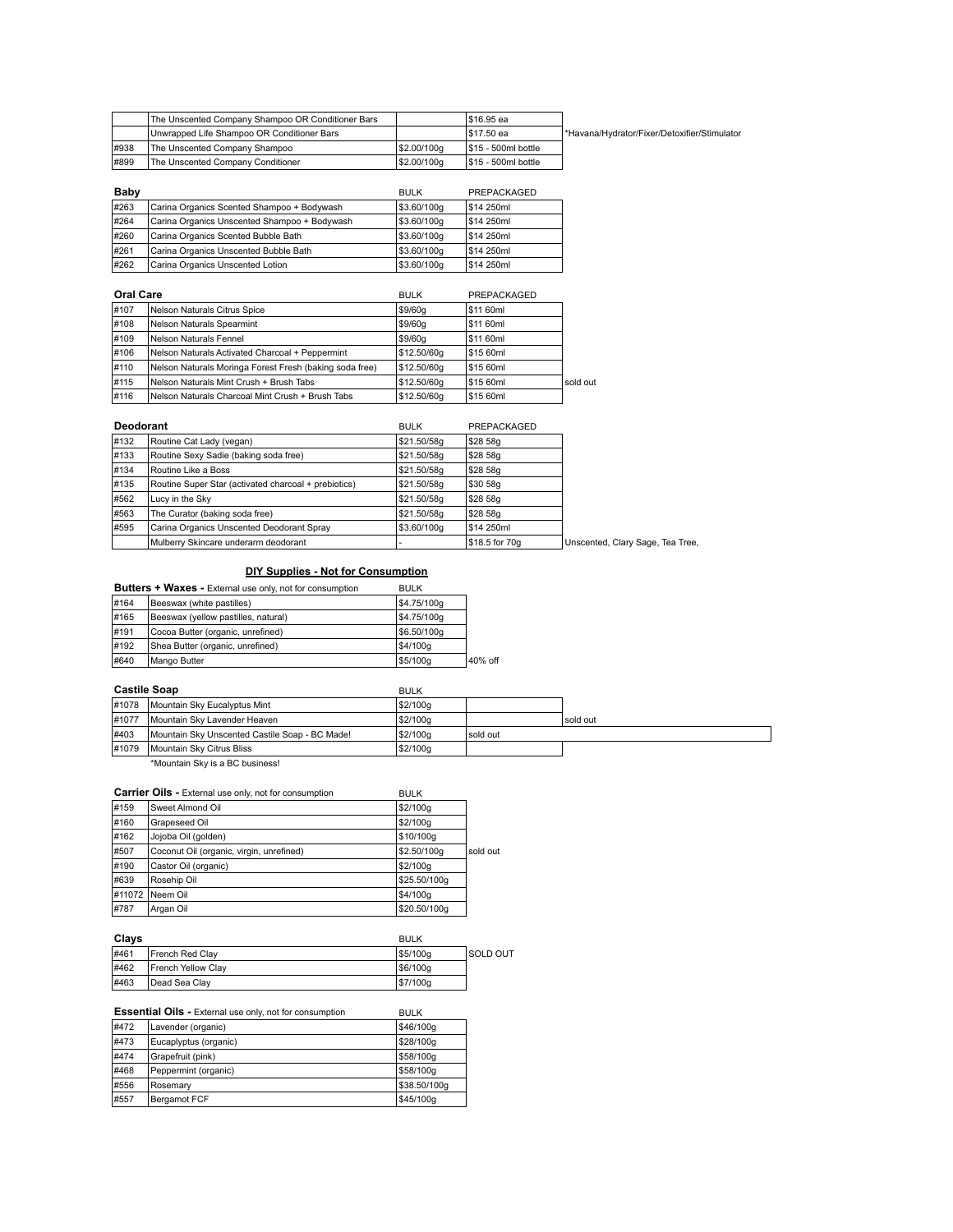| | | | | |
|---|---|---|---|---|
| | The Unscented Company Shampoo OR Conditioner Bars | | $16.95 ea | |
| | Unwrapped Life Shampoo OR Conditioner Bars | | $17.50 ea | *Havana/Hydrator/Fixer/Detoxifier/Stimulator |
| #938 | The Unscented Company Shampoo | $2.00/100g | $15 - 500ml bottle | |
| #899 | The Unscented Company Conditioner | $2.00/100g | $15 - 500ml bottle | |

| **Baby** | | BULK | PREPACKAGED |
|---|---|---|---|
| #263 | Carina Organics Scented Shampoo + Bodywash | $3.60/100g | $14 250ml |
| #264 | Carina Organics Unscented Shampoo + Bodywash | $3.60/100g | $14 250ml |
| #260 | Carina Organics Scented Bubble Bath | $3.60/100g | $14 250ml |
| #261 | Carina Organics Unscented Bubble Bath | $3.60/100g | $14 250ml |
| #262 | Carina Organics Unscented Lotion | $3.60/100g | $14 250ml |

| **Oral Care** | | BULK | PREPACKAGED | |
|---|---|---|---|---|
| #107 | Nelson Naturals Citrus Spice | $9/60g | $11 60ml | |
| #108 | Nelson Naturals Spearmint | $9/60g | $11 60ml | |
| #109 | Nelson Naturals Fennel | $9/60g | $11 60ml | |
| #106 | Nelson Naturals Activated Charcoal + Peppermint | $12.50/60g | $15 60ml | |
| #110 | Nelson Naturals Moringa Forest Fresh (baking soda free) | $12.50/60g | $15 60ml | |
| #115 | Nelson Naturals Mint Crush + Brush Tabs | $12.50/60g | $15 60ml | sold out |
| #116 | Nelson Naturals Charcoal Mint Crush + Brush Tabs | $12.50/60g | $15 60ml | |

| **Deodorant** | | BULK | PREPACKAGED | |
|---|---|---|---|---|
| #132 | Routine Cat Lady (vegan) | $21.50/58g | $28 58g | |
| #133 | Routine Sexy Sadie (baking soda free) | $21.50/58g | $28 58g | |
| #134 | Routine Like a Boss | $21.50/58g | $28 58g | |
| #135 | Routine Super Star (activated charcoal + prebiotics) | $21.50/58g | $30 58g | |
| #562 | Lucy in the Sky | $21.50/58g | $28 58g | |
| #563 | The Curator (baking soda free) | $21.50/58g | $28 58g | |
| #595 | Carina Organics Unscented Deodorant Spray | $3.60/100g | $14 250ml | |
| | Mulberry Skincare underarm deodorant | - | $18.5 for 70g | Unscented, Clary Sage, Tea Tree, |

## DIY Supplies - Not for Consumption

| **Butters + Waxes -** External use only, not for consumption | | BULK | |
|---|---|---|---|
| #164 | Beeswax (white pastilles) | $4.75/100g | |
| #165 | Beeswax (yellow pastilles, natural) | $4.75/100g | |
| #191 | Cocoa Butter (organic, unrefined) | $6.50/100g | |
| #192 | Shea Butter (organic, unrefined) | $4/100g | |
| #640 | Mango Butter | $5/100g | 40% off |

| **Castile Soap** | | BULK | | |
|---|---|---|---|---|
| #1078 | Mountain Sky Eucalyptus Mint | $2/100g | | |
| #1077 | Mountain Sky Lavender Heaven | $2/100g | | sold out |
| #403 | Mountain Sky Unscented Castile Soap - BC Made! | $2/100g | sold out | |
| #1079 | Mountain Sky Citrus Bliss | $2/100g | | |

*Mountain Sky is a BC business!

| **Carrier Oils -** External use only, not for consumption | | BULK | |
|---|---|---|---|
| #159 | Sweet Almond Oil | $2/100g | |
| #160 | Grapeseed Oil | $2/100g | |
| #162 | Jojoba Oil (golden) | $10/100g | |
| #507 | Coconut Oil (organic, virgin, unrefined) | $2.50/100g | sold out |
| #190 | Castor Oil (organic) | $2/100g | |
| #639 | Rosehip Oil | $25.50/100g | |
| #11072 | Neem Oil | $4/100g | |
| #787 | Argan Oil | $20.50/100g | |

| **Clays** | | BULK | |
|---|---|---|---|
| #461 | French Red Clay | $5/100g | SOLD OUT |
| #462 | French Yellow Clay | $6/100g | |
| #463 | Dead Sea Clay | $7/100g | |

| **Essential Oils -** External use only, not for consumption | | BULK |
|---|---|---|
| #472 | Lavender (organic) | $46/100g |
| #473 | Eucaplyptus (organic) | $28/100g |
| #474 | Grapefruit (pink) | $58/100g |
| #468 | Peppermint (organic) | $58/100g |
| #556 | Rosemary | $38.50/100g |
| #557 | Bergamot FCF | $45/100g |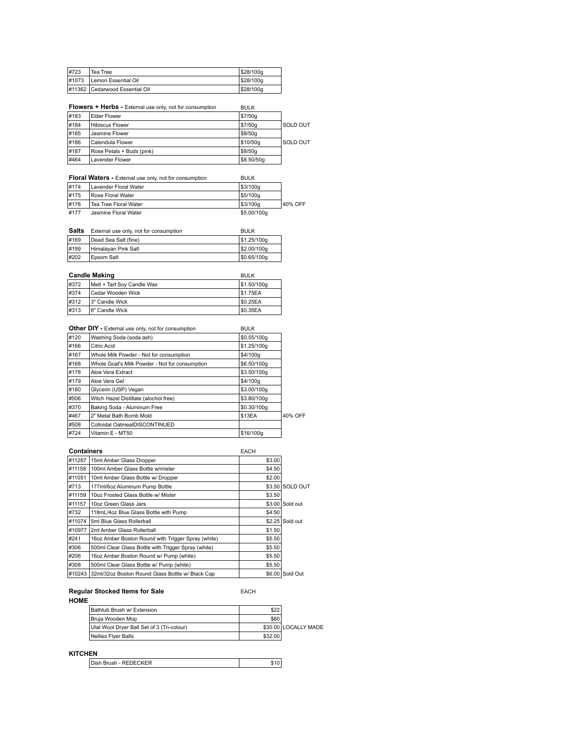| | | | |
|---|---|---|---|
| #723 | Tea Tree | $28/100g | |
| #1073 | Lemon Essential Oil | $28/100g | |
| #11362 | Cedarwood Essential Oil | $28/100g | |

**Flowers + Herbs -** External use only, not for consumption

| | | BULK | |
|---|---|---|---|
| #183 | Elder Flower | $7/50g | |
| #184 | Hibiscus Flower | $7/50g | SOLD OUT |
| #185 | Jasmine Flower | $8/50g | |
| #186 | Calendula Flower | $10/50g | SOLD OUT |
| #187 | Rose Petals + Buds (pink) | $8/50g | |
| #464 | Lavender Flower | $8.50/50g | |

**Floral Waters -** External use only, not for consumption

| | | BULK | |
|---|---|---|---|
| #174 | Lavender Floral Water | $3/100g | |
| #175 | Rose Floral Water | $5/100g | |
| #176 | Tea Tree Floral Water | $3/100g | 40% OFF |
| #177 | Jasmine Floral Water | $5.00/100g | |

**Salts** External use only, not for consumption

| | | BULK |
|---|---|---|
| #169 | Dead Sea Salt (fine) | $1.25/100g |
| #199 | Himalayan Pink Salt | $2.00/100g |
| #202 | Epsom Salt | $0.65/100g |

**Candle Making**

| | | BULK |
|---|---|---|
| #372 | Melt + Tart Soy Candle Wax | $1.50/100g |
| #374 | Cedar Wooden Wick | $1.75EA |
| #312 | 3" Candle Wick | $0.25EA |
| #313 | 6" Candle Wick | $0.35EA |

**Other DIY -** External use only, not for consumption

| | | BULK | |
|---|---|---|---|
| #120 | Washing Soda (soda ash) | $0.55/100g | |
| #166 | Citric Acid | $1.25/100g | |
| #167 | Whole Milk Powder - Not for consumption | $4/100g | |
| #168 | Whole Goat's Milk Powder - Not for consumption | $6.50/100g | |
| #178 | Aloe Vera Extract | $3.50/100g | |
| #179 | Aloe Vera Gel | $4/100g | |
| #180 | Glycerin (USP) Vegan | $3.00/100g | |
| #506 | Witch Hazel Distillate (alcohol free) | $3.80/100g | |
| #370 | Baking Soda - Aluminum Free | $0.30/100g | |
| #467 | 2" Metal Bath Bomb Mold | $13EA | 40% OFF |
| #508 | Colloidal OatmealDISCONTINUED | | |
| #724 | Vitamin E - MT50 | $16/100g | |

**Containers**

| | | EACH | |
|---|---|---|---|
| #11287 | 15ml Amber Glass Dropper | $3.00 | |
| #11158 | 100ml Amber Glass Bottle w/mister | $4.50 | |
| #11051 | 10ml Amber Glass Bottle w/ Dropper | $2.00 | |
| #713 | 177ml/6oz Aluminum Pump Bottle | $3.50 | SOLD OUT |
| #11159 | 10oz Frosted Glass Bottle w/ Mister | $3.50 | |
| #11157 | 10oz Green Glass Jars | $3.00 | Sold out |
| #732 | 118mL/4oz Blue Glass Bottle with Pump | $4.50 | |
| #11074 | 5ml Blue Glass Rollerball | $2.25 | Sold out |
| #10977 | 2ml Amber Glass Rollerball | $1.50 | |
| #241 | 16oz Amber Boston Round with Trigger Spray (white) | $5.50 | |
| #306 | 500ml Clear Glass Bottle with Trigger Spray (white) | $5.50 | |
| #206 | 16oz Amber Boston Round w/ Pump (white) | $5.50 | |
| #308 | 500ml Clear Glass Bottle w/ Pump (white) | $5.50 | |
| #10243 | 32ml/32oz Boston Round Glass Bottle w/ Black Cap | $6.00 | Sold Out |

**Regular Stocked Items for Sale** EACH

**HOME**

| | EACH | |
|---|---|---|
| Bathtub Brush w/ Extension | $22 | |
| Bruja Wooden Mop | $60 | |
| Ulat Wool Dryer Ball Set of 3 (Tri-colour) | $30.00 | LOCALLY MADE |
| Nellies Flyer Balls | $32.00 | |

**KITCHEN**

| | EACH |
|---|---|
| Dish Brush - REDECKER | $10 |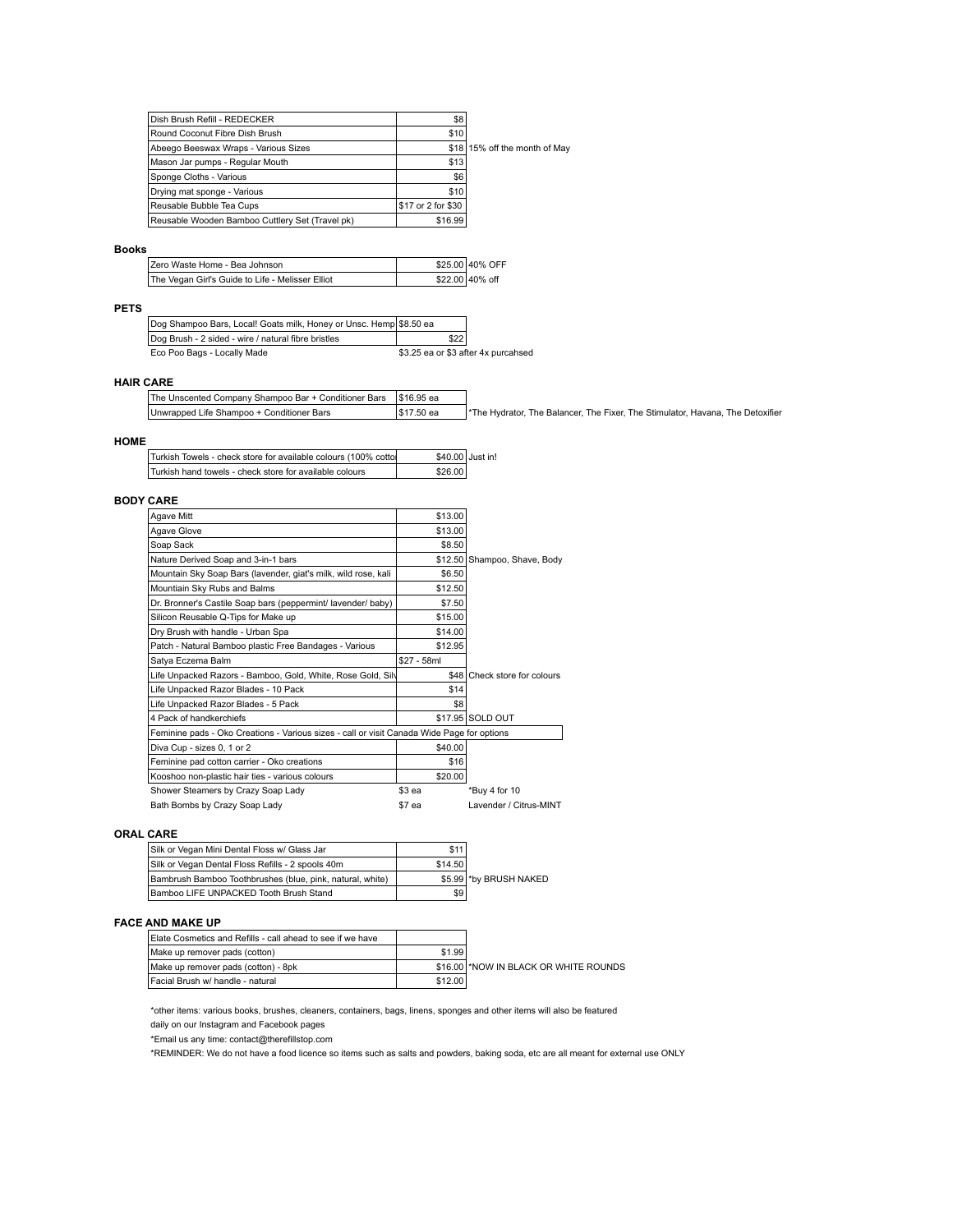| | | |
|---|---|---|
| Dish Brush Refill - REDECKER | $8 | |
| Round Coconut Fibre Dish Brush | $10 | |
| Abeego Beeswax Wraps - Various Sizes | $18 | 15% off the month of May |
| Mason Jar pumps - Regular Mouth | $13 | |
| Sponge Cloths - Various | $6 | |
| Drying mat sponge - Various | $10 | |
| Reusable Bubble Tea Cups | $17 or 2 for $30 | |
| Reusable Wooden Bamboo Cuttlery Set (Travel pk) | $16.99 | |

**Books**

| | | |
|---|---|---|
| Zero Waste Home - Bea Johnson | $25.00 | 40% OFF |
| The Vegan Girl's Guide to Life - Melisser Elliot | $22.00 | 40% off |

**PETS**

| | | |
|---|---|---|
| Dog Shampoo Bars, Local! Goats milk, Honey or Unsc. Hemp | $8.50 ea | |
| Dog Brush - 2 sided - wire / natural fibre bristles | $22 | |
| Eco Poo Bags - Locally Made | $3.25 ea or $3 after 4x purcahsed | |

**HAIR CARE**

| | | |
|---|---|---|
| The Unscented Company Shampoo Bar + Conditioner Bars | $16.95 ea | |
| Unwrapped Life Shampoo + Conditioner Bars | $17.50 ea | *The Hydrator, The Balancer, The Fixer, The Stimulator, Havana, The Detoxifier |

**HOME**

| | | |
|---|---|---|
| Turkish Towels - check store for available colours (100% cotto | $40.00 | Just in! |
| Turkish hand towels - check store for available colours | $26.00 | |

**BODY CARE**

| | | |
|---|---|---|
| Agave Mitt | $13.00 | |
| Agave Glove | $13.00 | |
| Soap Sack | $8.50 | |
| Nature Derived Soap and 3-in-1 bars | $12.50 | Shampoo, Shave, Body |
| Mountain Sky Soap Bars (lavender, giat's milk, wild rose, kali | $6.50 | |
| Mountiain Sky Rubs and Balms | $12.50 | |
| Dr. Bronner's Castile Soap bars (peppermint/ lavender/ baby) | $7.50 | |
| Silicon Reusable Q-Tips for Make up | $15.00 | |
| Dry Brush with handle - Urban Spa | $14.00 | |
| Patch - Natural Bamboo plastic Free Bandages - Various | $12.95 | |
| Satya Eczema Balm | $27 - 58ml | |
| Life Unpacked Razors - Bamboo, Gold, White, Rose Gold, Silv | $48 | Check store for colours |
| Life Unpacked Razor Blades - 10 Pack | $14 | |
| Life Unpacked Razor Blades - 5 Pack | $8 | |
| 4 Pack of handkerchiefs | $17.95 | SOLD OUT |
| Feminine pads - Oko Creations - Various sizes - call or visit Canada Wide Page for options | | |
| Diva Cup - sizes 0, 1 or 2 | $40.00 | |
| Feminine pad cotton carrier - Oko creations | $16 | |
| Kooshoo non-plastic hair ties - various colours | $20.00 | |
| Shower Steamers by Crazy Soap Lady | $3 ea | *Buy 4 for 10 |
| Bath Bombs by Crazy Soap Lady | $7 ea | Lavender / Citrus-MINT |

**ORAL CARE**

| | | |
|---|---|---|
| Silk or Vegan Mini Dental Floss w/ Glass Jar | $11 | |
| Silk or Vegan Dental Floss Refills - 2 spools 40m | $14.50 | |
| Bambrush Bamboo Toothbrushes (blue, pink, natural, white) | $5.99 | *by BRUSH NAKED |
| Bamboo LIFE UNPACKED Tooth Brush Stand | $9 | |

**FACE AND MAKE UP**

| | | |
|---|---|---|
| Elate Cosmetics and Refills - call ahead to see if we have | | |
| Make up remover pads (cotton) | $1.99 | |
| Make up remover pads (cotton) - 8pk | $16.00 | *NOW IN BLACK OR WHITE ROUNDS |
| Facial Brush w/ handle - natural | $12.00 | |

*other items: various books, brushes, cleaners, containers, bags, linens, sponges and other items will also be featured daily on our Instagram and Facebook pages

*Email us any time: contact@therefillstop.com

*REMINDER: We do not have a food licence so items such as salts and powders, baking soda, etc are all meant for external use ONLY